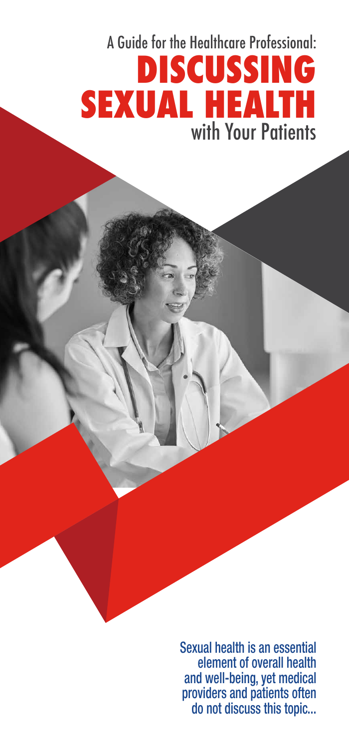A Guide for the Healthcare Professional:

# DISCUSSING SEXUAL HEALTH with Your Patients

Sexual health is an essential element of overall health and well-being, yet medical providers and patients often do not discuss this topic...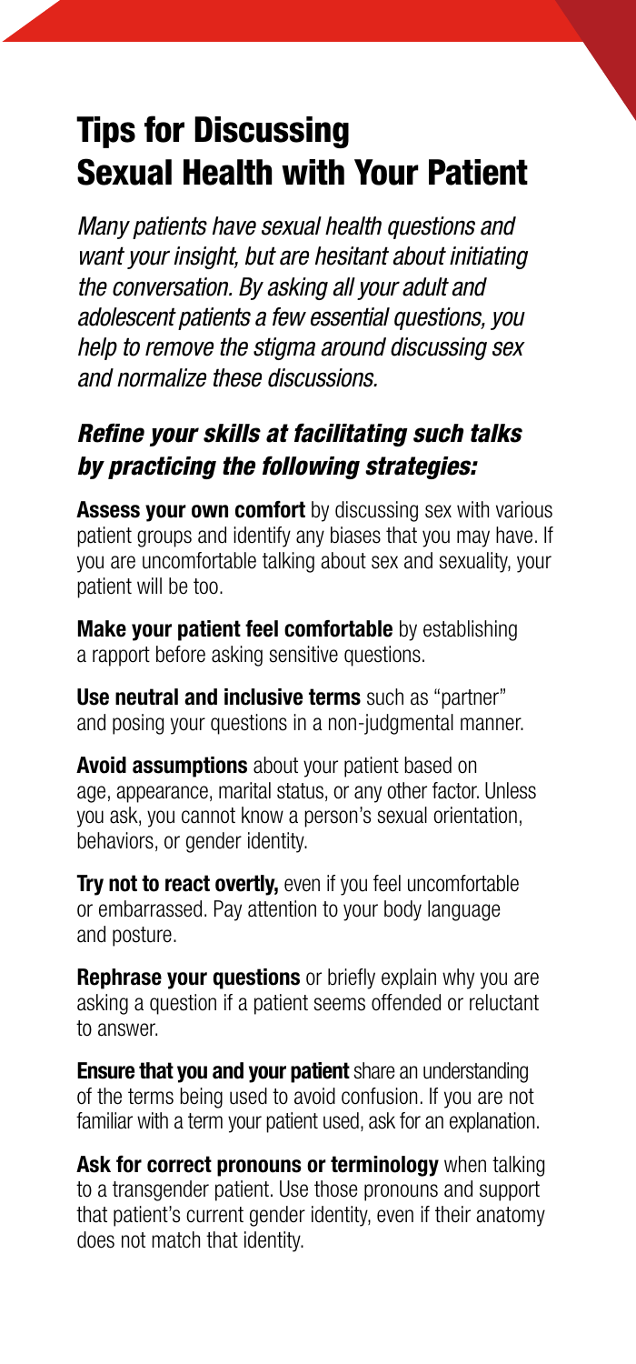# Tips for Discussing Sexual Health with Your Patient

*Many patients have sexual health questions and want your insight, but are hesitant about initiating the conversation. By asking all your adult and adolescent patients a few essential questions, you help to remove the stigma around discussing sex and normalize these discussions.*

### *Refine your skills at facilitating such talks by practicing the following strategies:*

**Assess your own comfort** by discussing sex with various patient groups and identify any biases that you may have. If you are uncomfortable talking about sex and sexuality, your patient will be too.

**Make your patient feel comfortable** by establishing a rapport before asking sensitive questions.

**Use neutral and inclusive terms** such as "partner" and posing your questions in a non-judgmental manner.

**Avoid assumptions** about your patient based on age, appearance, marital status, or any other factor. Unless you ask, you cannot know a person's sexual orientation, behaviors, or gender identity.

**Try not to react overtly,** even if you feel uncomfortable or embarrassed. Pay attention to your body language and posture.

**Rephrase your questions** or briefly explain why you are asking a question if a patient seems offended or reluctant to answer.

**Ensure that you and your patient** share an understanding of the terms being used to avoid confusion. If you are not familiar with a term your patient used, ask for an explanation.

**Ask for correct pronouns or terminology** when talking to a transgender patient. Use those pronouns and support that patient's current gender identity, even if their anatomy does not match that identity.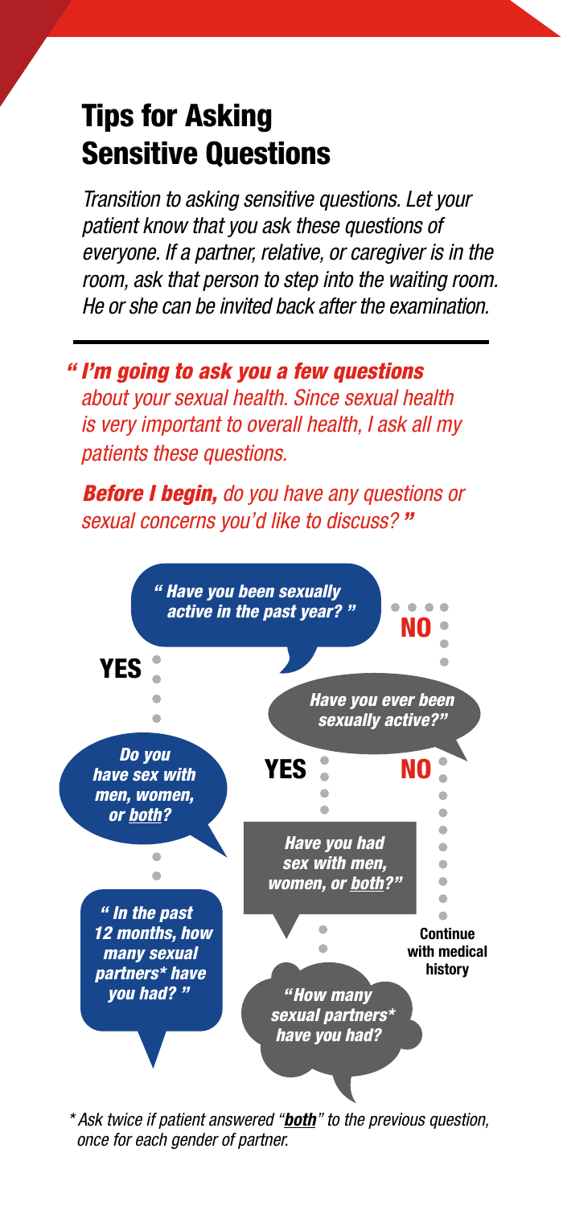# Tips for Asking Sensitive Questions

*Transition to asking sensitive questions. Let your patient know that you ask these questions of everyone. If a partner, relative, or caregiver is in the room, ask that person to step into the waiting room. He or she can be invited back after the examination.*

---

***" I'm going to ask you a few questions** about your sexual health. Since sexual health is very important to overall health, I ask all my patients these questions.*

***Before I begin,** do you have any questions or sexual concerns you'd like to discuss? "*

***" Have you been sexually active in the past year? "***

**YES**

***Do you have sex with men, women, or <u>both</u>?***

***" In the past 12 months, how many sexual partners* have you had? "***

**NO**

***Have you ever been sexually active?"***

**YES**

***Have you had sex with men, women, or <u>both</u>?"***

***"How many sexual partners* have you had?***

**NO**

**Continue with medical history**

*\* Ask twice if patient answered "**<u>both</u>**" to the previous question, once for each gender of partner.*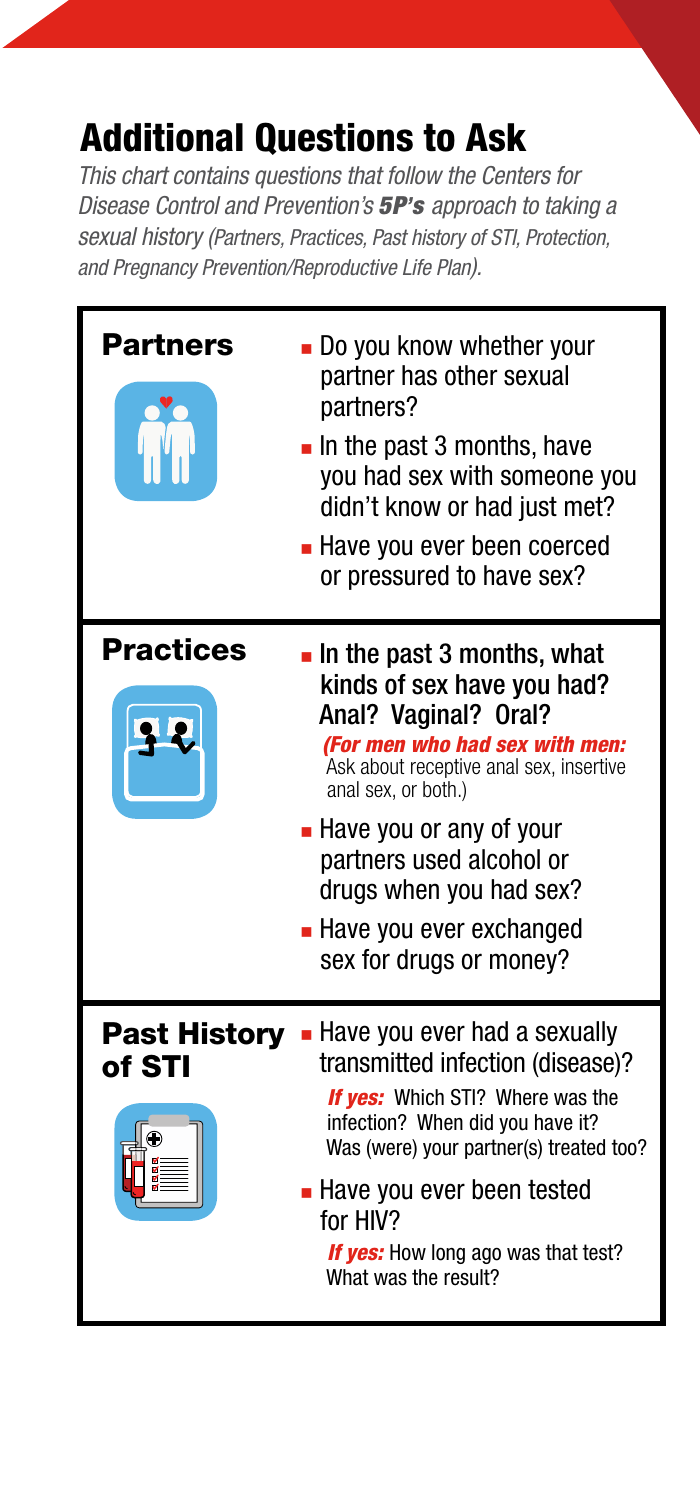# Additional Questions to Ask

*This chart contains questions that follow the Centers for Disease Control and Prevention's* ***5P's*** *approach to taking a sexual history (Partners, Practices, Past history of STI, Protection, and Pregnancy Prevention/Reproductive Life Plan).*

## Partners

- Do you know whether your partner has other sexual partners?
- In the past 3 months, have you had sex with someone you didn't know or had just met?
- Have you ever been coerced or pressured to have sex?

## Practices

- In the past 3 months, what kinds of sex have you had? Anal? Vaginal? Oral?
  ***(For men who had sex with men:*** Ask about receptive anal sex, insertive anal sex, or both.)
- Have you or any of your partners used alcohol or drugs when you had sex?
- Have you ever exchanged sex for drugs or money?

## Past History of STI

- Have you ever had a sexually transmitted infection (disease)?
  ***If yes:*** Which STI? Where was the infection? When did you have it? Was (were) your partner(s) treated too?
- Have you ever been tested for HIV?
  ***If yes:*** How long ago was that test? What was the result?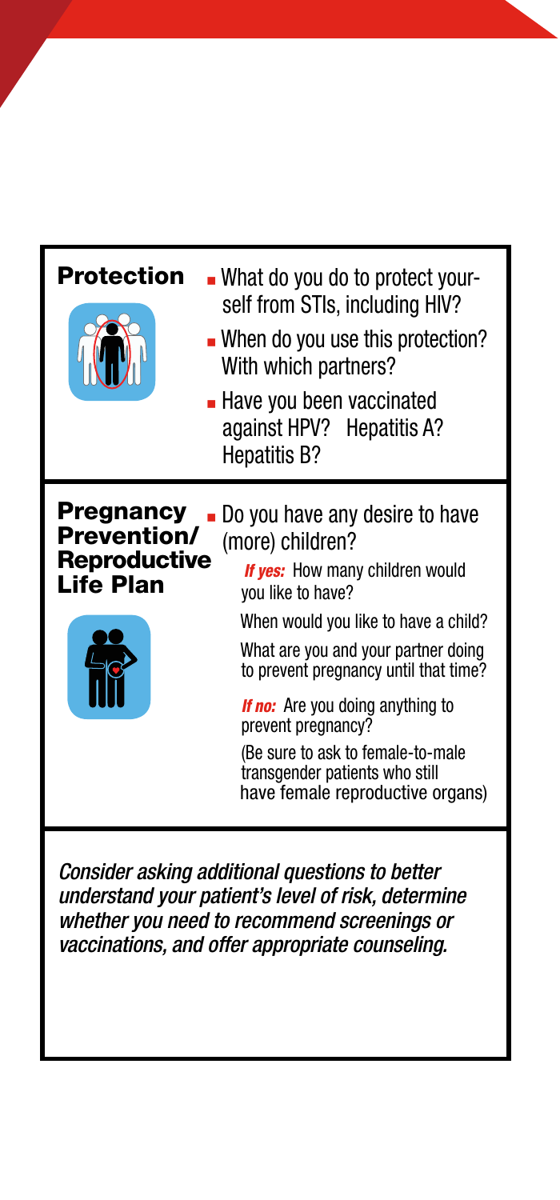## Protection

- What do you do to protect yourself from STIs, including HIV?
- When do you use this protection? With which partners?
- Have you been vaccinated against HPV? Hepatitis A? Hepatitis B?

## Pregnancy Prevention/ Reproductive Life Plan

- Do you have any desire to have (more) children?

  ***If yes:*** How many children would you like to have?

  When would you like to have a child?

  What are you and your partner doing to prevent pregnancy until that time?

  ***If no:*** Are you doing anything to prevent pregnancy?

  (Be sure to ask to female-to-male transgender patients who still have female reproductive organs)

*Consider asking additional questions to better understand your patient's level of risk, determine whether you need to recommend screenings or vaccinations, and offer appropriate counseling.*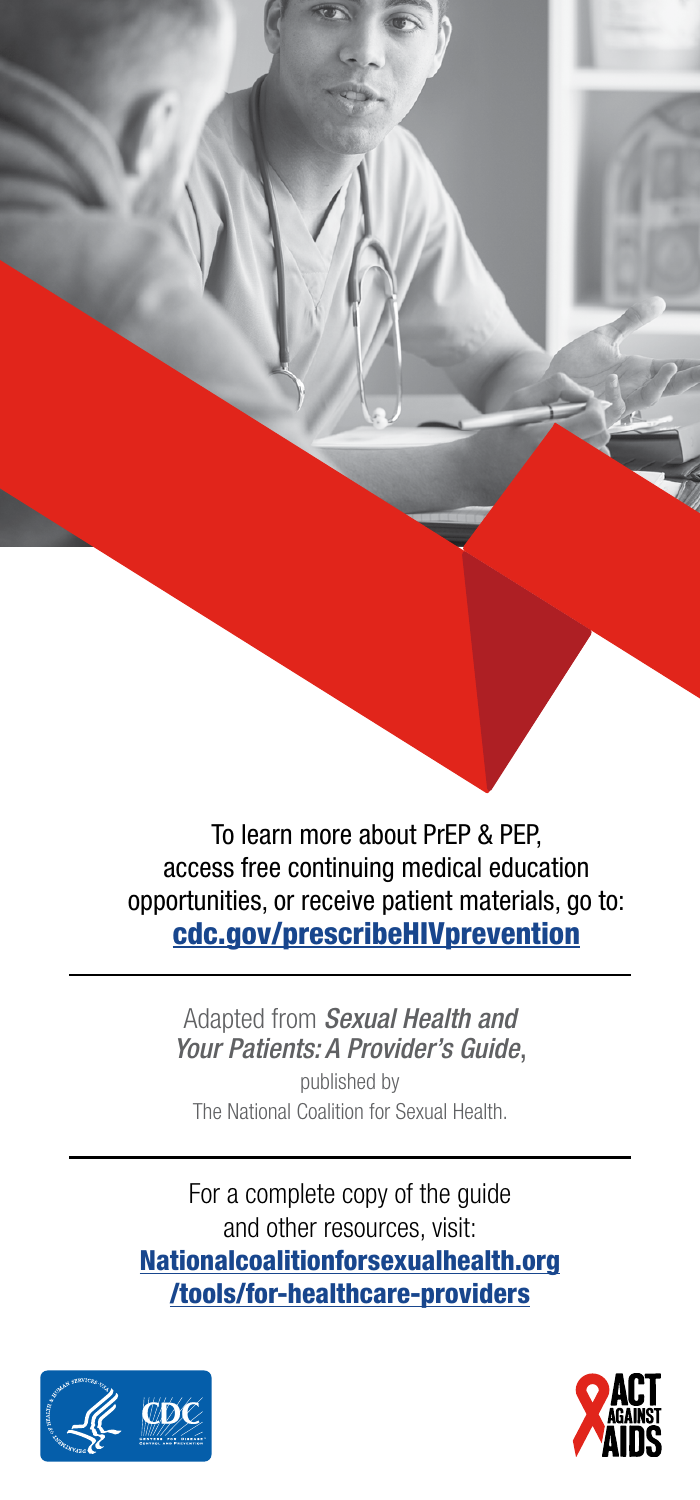To learn more about PrEP & PEP, access free continuing medical education opportunities, or receive patient materials, go to: **cdc.gov/prescribeHIVprevention**

---

Adapted from *Sexual Health and Your Patients: A Provider's Guide*, published by The National Coalition for Sexual Health.

---

For a complete copy of the guide and other resources, visit: **Nationalcoalitionforsexualhealth.org/tools/for-healthcare-providers**